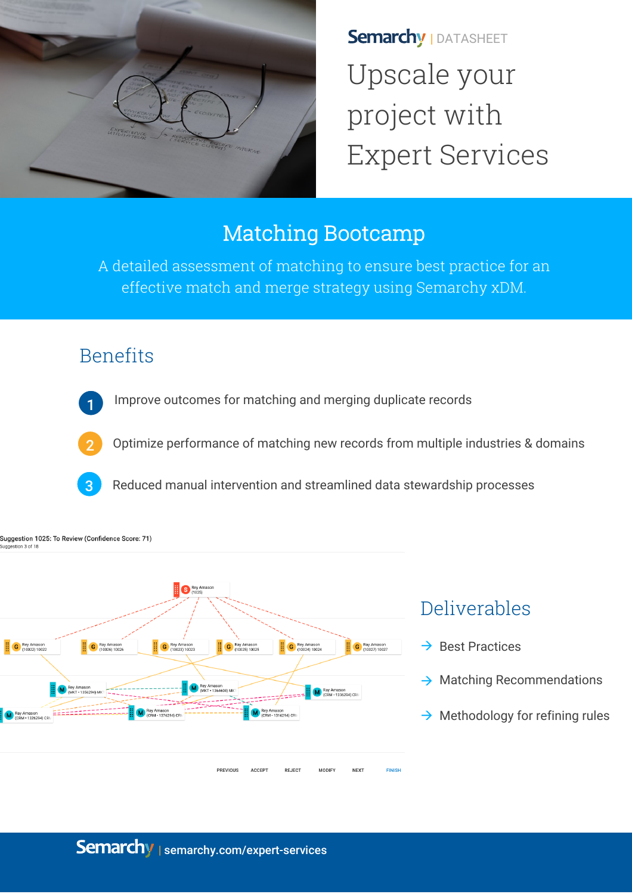Semarchy | DATASHEET

# Upscale your project with Expert Services

## Matching Bootcamp

A detailed assessment of matching to ensure best practice for an effective match and merge strategy using Semarchy xDM.

## Benefits

1. Improve outcomes for matching and merging duplicate records
2. Optimize performance of matching new records from multiple industries & domains
3. Reduced manual intervention and streamlined data stewardship processes

## Deliverables

- Best Practices
- Matching Recommendations
- Methodology for refining rules

Semarchy | semarchy.com/expert-services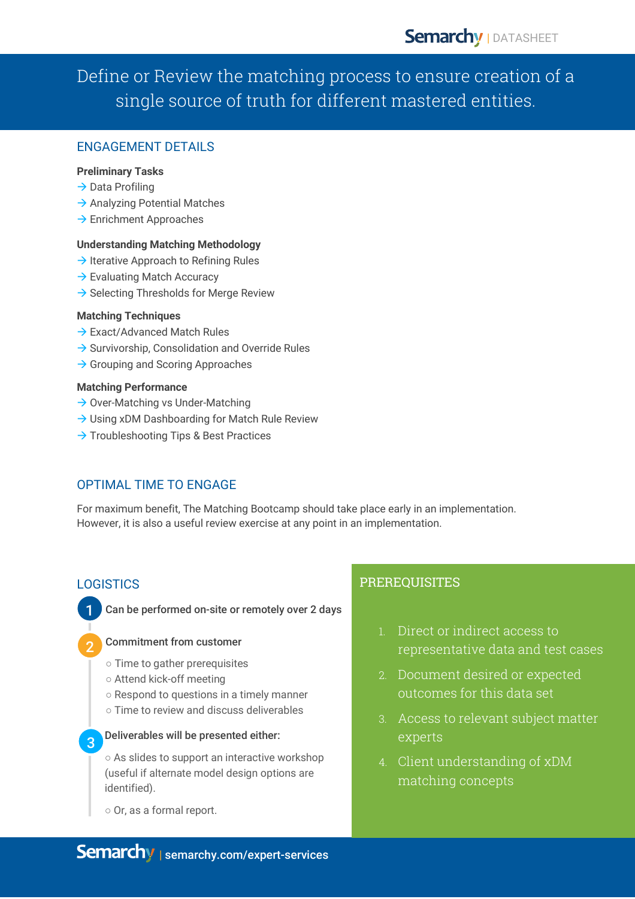Define or Review the matching process to ensure creation of a single source of truth for different mastered entities.

## ENGAGEMENT DETAILS

**Preliminary Tasks**

- Data Profiling
- Analyzing Potential Matches
- Enrichment Approaches

**Understanding Matching Methodology**

- Iterative Approach to Refining Rules
- Evaluating Match Accuracy
- Selecting Thresholds for Merge Review

**Matching Techniques**

- Exact/Advanced Match Rules
- Survivorship, Consolidation and Override Rules
- Grouping and Scoring Approaches

**Matching Performance**

- Over-Matching vs Under-Matching
- Using xDM Dashboarding for Match Rule Review
- Troubleshooting Tips & Best Practices

## OPTIMAL TIME TO ENGAGE

For maximum benefit, The Matching Bootcamp should take place early in an implementation. However, it is also a useful review exercise at any point in an implementation.

## LOGISTICS

1. **Can be performed on-site or remotely over 2 days**
2. **Commitment from customer**
   - Time to gather prerequisites
   - Attend kick-off meeting
   - Respond to questions in a timely manner
   - Time to review and discuss deliverables
3. **Deliverables will be presented either:**
   - As slides to support an interactive workshop (useful if alternate model design options are identified).
   - Or, as a formal report.

## PREREQUISITES

1. Direct or indirect access to representative data and test cases
2. Document desired or expected outcomes for this data set
3. Access to relevant subject matter experts
4. Client understanding of xDM matching concepts

Semarchy | semarchy.com/expert-services